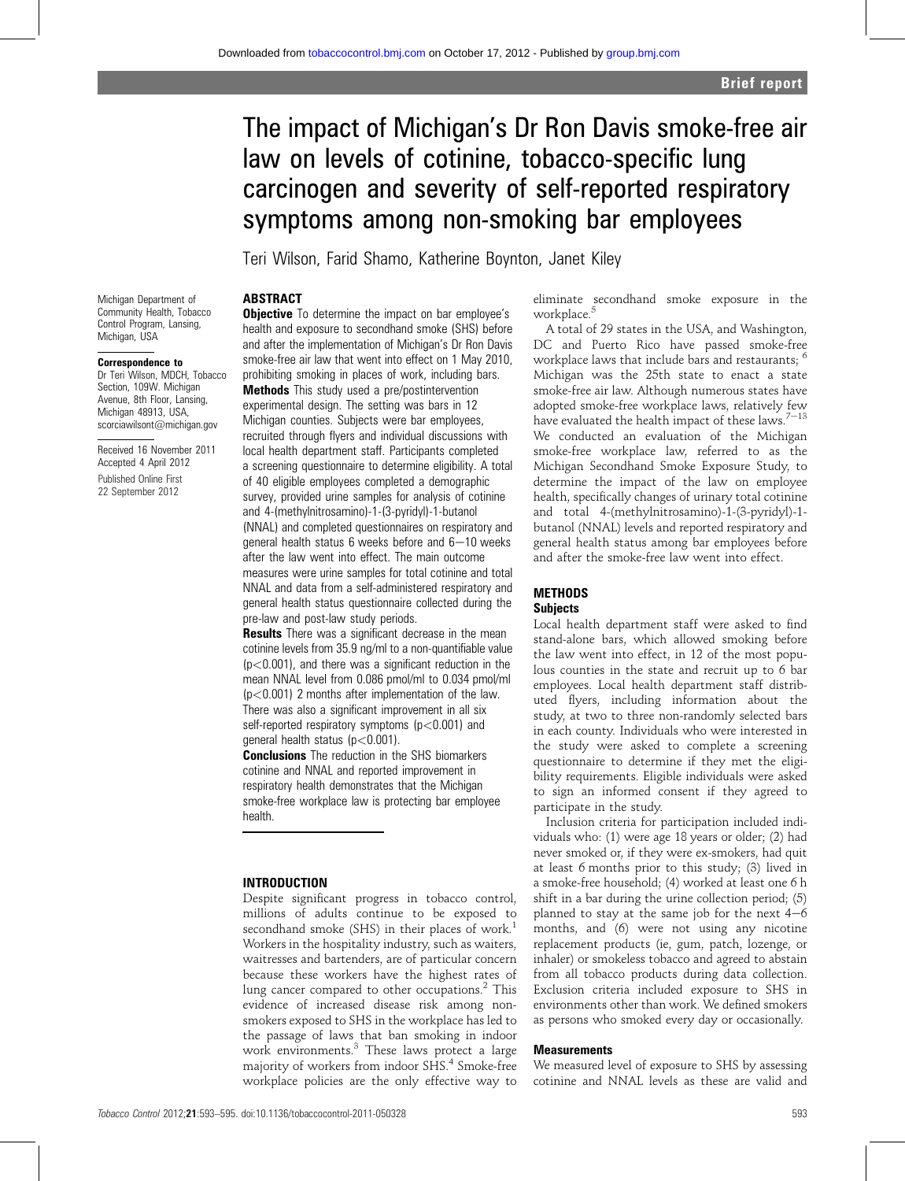# The impact of Michigan's Dr Ron Davis smoke-free air law on levels of cotinine, tobacco-specific lung carcinogen and severity of self-reported respiratory symptoms among non-smoking bar employees

Teri Wilson, Farid Shamo, Katherine Boynton, Janet Kiley

Michigan Department of Community Health, Tobacco Control Program, Lansing, Michigan, USA

**Correspondence to**
Dr Teri Wilson, MDCH, Tobacco Section, 109W. Michigan Avenue, 8th Floor, Lansing, Michigan 48913, USA, scorciawilsont@michigan.gov

Received 16 November 2011
Accepted 4 April 2012
Published Online First 22 September 2012

## ABSTRACT

**Objective** To determine the impact on bar employee's health and exposure to secondhand smoke (SHS) before and after the implementation of Michigan's Dr Ron Davis smoke-free air law that went into effect on 1 May 2010, prohibiting smoking in places of work, including bars.

**Methods** This study used a pre/postintervention experimental design. The setting was bars in 12 Michigan counties. Subjects were bar employees, recruited through flyers and individual discussions with local health department staff. Participants completed a screening questionnaire to determine eligibility. A total of 40 eligible employees completed a demographic survey, provided urine samples for analysis of cotinine and 4-(methylnitrosamino)-1-(3-pyridyl)-1-butanol (NNAL) and completed questionnaires on respiratory and general health status 6 weeks before and 6–10 weeks after the law went into effect. The main outcome measures were urine samples for total cotinine and total NNAL and data from a self-administered respiratory and general health status questionnaire collected during the pre-law and post-law study periods.

**Results** There was a significant decrease in the mean cotinine levels from 35.9 ng/ml to a non-quantifiable value ($p<0.001$), and there was a significant reduction in the mean NNAL level from 0.086 pmol/ml to 0.034 pmol/ml ($p<0.001$) 2 months after implementation of the law. There was also a significant improvement in all six self-reported respiratory symptoms ($p<0.001$) and general health status ($p<0.001$).

**Conclusions** The reduction in the SHS biomarkers cotinine and NNAL and reported improvement in respiratory health demonstrates that the Michigan smoke-free workplace law is protecting bar employee health.

## INTRODUCTION

Despite significant progress in tobacco control, millions of adults continue to be exposed to secondhand smoke (SHS) in their places of work.[1] Workers in the hospitality industry, such as waiters, waitresses and bartenders, are of particular concern because these workers have the highest rates of lung cancer compared to other occupations.[2] This evidence of increased disease risk among non-smokers exposed to SHS in the workplace has led to the passage of laws that ban smoking in indoor work environments.[3] These laws protect a large majority of workers from indoor SHS.[4] Smoke-free workplace policies are the only effective way to eliminate secondhand smoke exposure in the workplace.[5]

A total of 29 states in the USA, and Washington, DC and Puerto Rico have passed smoke-free workplace laws that include bars and restaurants; [6] Michigan was the 25th state to enact a state smoke-free air law. Although numerous states have adopted smoke-free workplace laws, relatively few have evaluated the health impact of these laws.[7–13] We conducted an evaluation of the Michigan smoke-free workplace law, referred to as the Michigan Secondhand Smoke Exposure Study, to determine the impact of the law on employee health, specifically changes of urinary total cotinine and total 4-(methylnitrosamino)-1-(3-pyridyl)-1-butanol (NNAL) levels and reported respiratory and general health status among bar employees before and after the smoke-free law went into effect.

## METHODS

### Subjects

Local health department staff were asked to find stand-alone bars, which allowed smoking before the law went into effect, in 12 of the most populous counties in the state and recruit up to 6 bar employees. Local health department staff distributed flyers, including information about the study, at two to three non-randomly selected bars in each county. Individuals who were interested in the study were asked to complete a screening questionnaire to determine if they met the eligibility requirements. Eligible individuals were asked to sign an informed consent if they agreed to participate in the study.

Inclusion criteria for participation included individuals who: (1) were age 18 years or older; (2) had never smoked or, if they were ex-smokers, had quit at least 6 months prior to this study; (3) lived in a smoke-free household; (4) worked at least one 6 h shift in a bar during the urine collection period; (5) planned to stay at the same job for the next 4–6 months, and (6) were not using any nicotine replacement products (ie, gum, patch, lozenge, or inhaler) or smokeless tobacco and agreed to abstain from all tobacco products during data collection. Exclusion criteria included exposure to SHS in environments other than work. We defined smokers as persons who smoked every day or occasionally.

### Measurements

We measured level of exposure to SHS by assessing cotinine and NNAL levels as these are valid and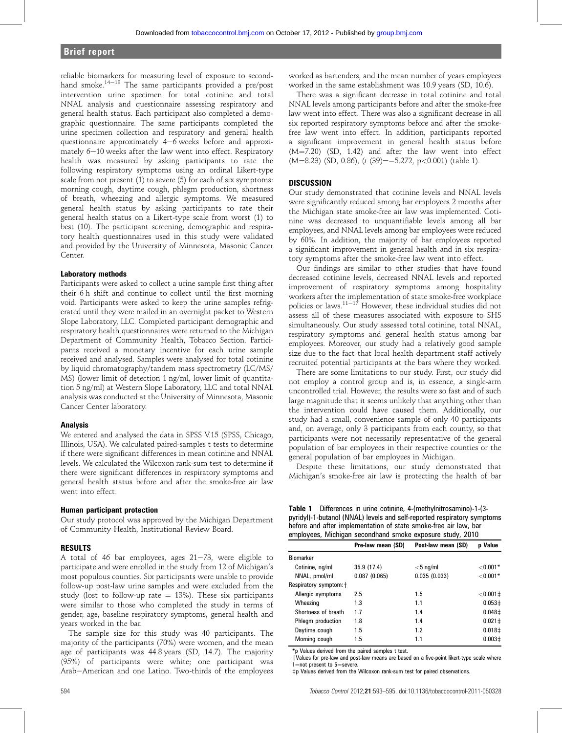reliable biomarkers for measuring level of exposure to secondhand smoke.[14–18] The same participants provided a pre/post intervention urine specimen for total cotinine and total NNAL analysis and questionnaire assessing respiratory and general health status. Each participant also completed a demographic questionnaire. The same participants completed the urine specimen collection and respiratory and general health questionnaire approximately 4–6 weeks before and approximately 6–10 weeks after the law went into effect. Respiratory health was measured by asking participants to rate the following respiratory symptoms using an ordinal Likert-type scale from not present (1) to severe (5) for each of six symptoms: morning cough, daytime cough, phlegm production, shortness of breath, wheezing and allergic symptoms. We measured general health status by asking participants to rate their general health status on a Likert-type scale from worst (1) to best (10). The participant screening, demographic and respiratory health questionnaires used in this study were validated and provided by the University of Minnesota, Masonic Cancer Center.

### Laboratory methods

Participants were asked to collect a urine sample first thing after their 6 h shift and continue to collect until the first morning void. Participants were asked to keep the urine samples refrigerated until they were mailed in an overnight packet to Western Slope Laboratory, LLC. Completed participant demographic and respiratory health questionnaires were returned to the Michigan Department of Community Health, Tobacco Section. Participants received a monetary incentive for each urine sample received and analysed. Samples were analysed for total cotinine by liquid chromatography/tandem mass spectrometry (LC/MS/MS) (lower limit of detection 1 ng/ml, lower limit of quantitation 5 ng/ml) at Western Slope Laboratory, LLC and total NNAL analysis was conducted at the University of Minnesota, Masonic Cancer Center laboratory.

### Analysis

We entered and analysed the data in SPSS V.15 (SPSS, Chicago, Illinois, USA). We calculated paired-samples t tests to determine if there were significant differences in mean cotinine and NNAL levels. We calculated the Wilcoxon rank-sum test to determine if there were significant differences in respiratory symptoms and general health status before and after the smoke-free air law went into effect.

### Human participant protection

Our study protocol was approved by the Michigan Department of Community Health, Institutional Review Board.

## RESULTS

A total of 46 bar employees, ages 21–73, were eligible to participate and were enrolled in the study from 12 of Michigan's most populous counties. Six participants were unable to provide follow-up post-law urine samples and were excluded from the study (lost to follow-up rate = 13%). These six participants were similar to those who completed the study in terms of gender, age, baseline respiratory symptoms, general health and years worked in the bar.

The sample size for this study was 40 participants. The majority of the participants (70%) were women, and the mean age of participants was 44.8 years (SD, 14.7). The majority (95%) of participants were white; one participant was Arab–American and one Latino. Two-thirds of the employees worked as bartenders, and the mean number of years employees worked in the same establishment was 10.9 years (SD, 10.6).

There was a significant decrease in total cotinine and total NNAL levels among participants before and after the smoke-free law went into effect. There was also a significant decrease in all six reported respiratory symptoms before and after the smoke-free law went into effect. In addition, participants reported a significant improvement in general health status before (M=7.20) (SD, 1.42) and after the law went into effect (M=8.23) (SD, 0.86), ($t$ (39)=−5.272, $p<0.001$) (table 1).

## DISCUSSION

Our study demonstrated that cotinine levels and NNAL levels were significantly reduced among bar employees 2 months after the Michigan state smoke-free air law was implemented. Cotinine was decreased to unquantifiable levels among all bar employees, and NNAL levels among bar employees were reduced by 60%. In addition, the majority of bar employees reported a significant improvement in general health and in six respiratory symptoms after the smoke-free law went into effect.

Our findings are similar to other studies that have found decreased cotinine levels, decreased NNAL levels and reported improvement of respiratory symptoms among hospitality workers after the implementation of state smoke-free workplace policies or laws.[11–17] However, these individual studies did not assess all of these measures associated with exposure to SHS simultaneously. Our study assessed total cotinine, total NNAL, respiratory symptoms and general health status among bar employees. Moreover, our study had a relatively good sample size due to the fact that local health department staff actively recruited potential participants at the bars where they worked.

There are some limitations to our study. First, our study did not employ a control group and is, in essence, a single-arm uncontrolled trial. However, the results were so fast and of such large magnitude that it seems unlikely that anything other than the intervention could have caused them. Additionally, our study had a small, convenience sample of only 40 participants and, on average, only 3 participants from each county, so that participants were not necessarily representative of the general population of bar employees in their respective counties or the general population of bar employees in Michigan.

Despite these limitations, our study demonstrated that Michigan's smoke-free air law is protecting the health of bar

**Table 1** Differences in urine cotinine, 4-(methylnitrosamino)-1-(3-pyridyl)-1-butanol (NNAL) levels and self-reported respiratory symptoms before and after implementation of state smoke-free air law, bar employees, Michigan secondhand smoke exposure study, 2010

| | Pre-law mean (SD) | Post-law mean (SD) | p Value |
|---|---|---|---|
| Biomarker | | | |
| Cotinine, ng/ml | 35.9 (17.4) | <5 ng/ml | <0.001* |
| NNAL, pmol/ml | 0.087 (0.065) | 0.035 (0.033) | <0.001* |
| Respiratory symptom:† | | | |
| Allergic symptoms | 2.5 | 1.5 | <0.001‡ |
| Wheezing | 1.3 | 1.1 | 0.053‡ |
| Shortness of breath | 1.7 | 1.4 | 0.048‡ |
| Phlegm production | 1.8 | 1.4 | 0.021‡ |
| Daytime cough | 1.5 | 1.2 | 0.018‡ |
| Morning cough | 1.5 | 1.1 | 0.003‡ |

*p Values derived from the paired samples t test.
†Values for pre-law and post-law means are based on a five-point likert-type scale where 1=not present to 5=severe.
‡p Values derived from the Wilcoxon rank-sum test for paired observations.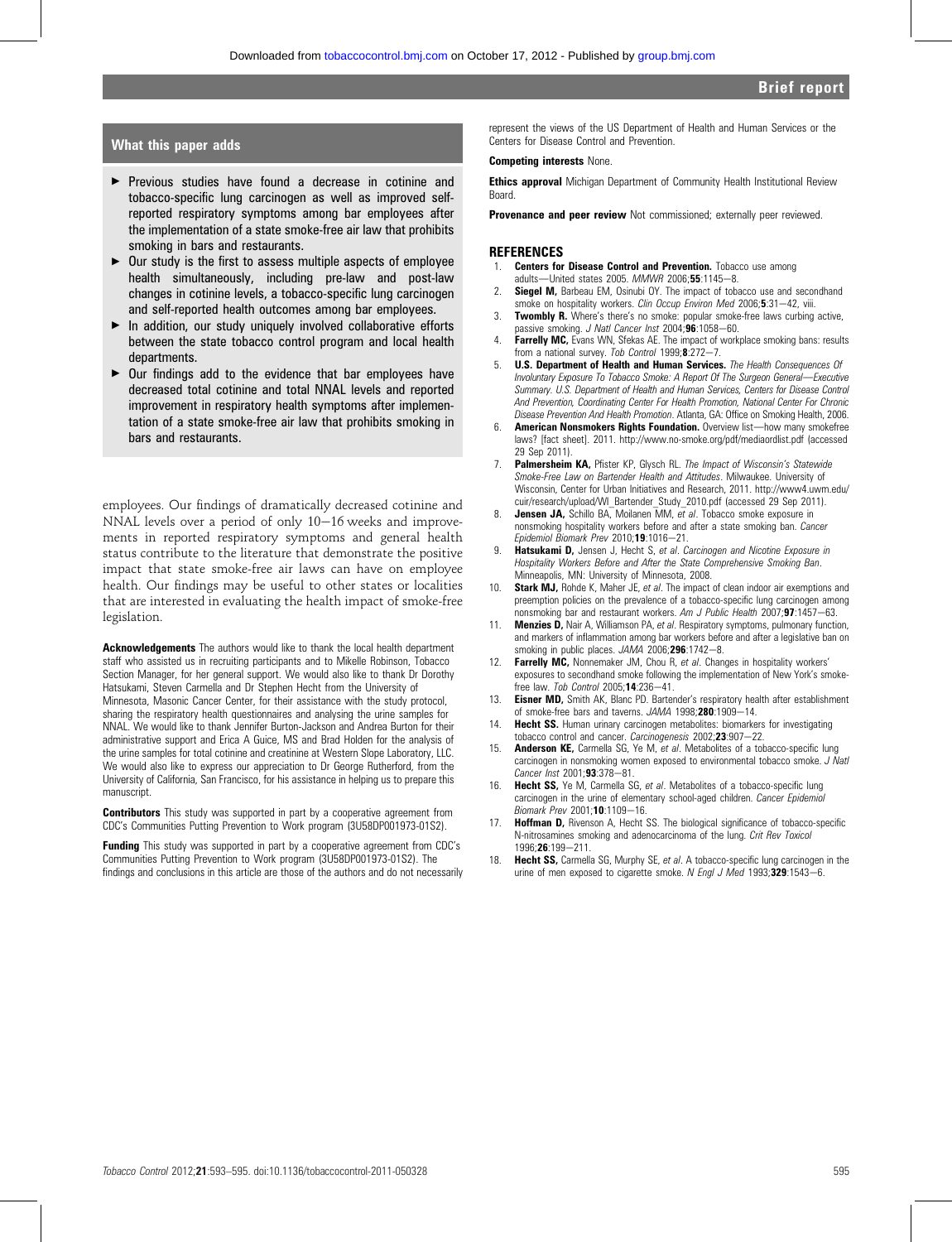## What this paper adds

- Previous studies have found a decrease in cotinine and tobacco-specific lung carcinogen as well as improved self-reported respiratory symptoms among bar employees after the implementation of a state smoke-free air law that prohibits smoking in bars and restaurants.
- Our study is the first to assess multiple aspects of employee health simultaneously, including pre-law and post-law changes in cotinine levels, a tobacco-specific lung carcinogen and self-reported health outcomes among bar employees.
- In addition, our study uniquely involved collaborative efforts between the state tobacco control program and local health departments.
- Our findings add to the evidence that bar employees have decreased total cotinine and total NNAL levels and reported improvement in respiratory health symptoms after implementation of a state smoke-free air law that prohibits smoking in bars and restaurants.

employees. Our findings of dramatically decreased cotinine and NNAL levels over a period of only 10–16 weeks and improvements in reported respiratory symptoms and general health status contribute to the literature that demonstrate the positive impact that state smoke-free air laws can have on employee health. Our findings may be useful to other states or localities that are interested in evaluating the health impact of smoke-free legislation.

**Acknowledgements** The authors would like to thank the local health department staff who assisted us in recruiting participants and to Mikelle Robinson, Tobacco Section Manager, for her general support. We would also like to thank Dr Dorothy Hatsukami, Steven Carmella and Dr Stephen Hecht from the University of Minnesota, Masonic Cancer Center, for their assistance with the study protocol, sharing the respiratory health questionnaires and analysing the urine samples for NNAL. We would like to thank Jennifer Burton-Jackson and Andrea Burton for their administrative support and Erica A Guice, MS and Brad Holden for the analysis of the urine samples for total cotinine and creatinine at Western Slope Laboratory, LLC. We would also like to express our appreciation to Dr George Rutherford, from the University of California, San Francisco, for his assistance in helping us to prepare this manuscript.

**Contributors** This study was supported in part by a cooperative agreement from CDC's Communities Putting Prevention to Work program (3U58DP001973-01S2).

**Funding** This study was supported in part by a cooperative agreement from CDC's Communities Putting Prevention to Work program (3U58DP001973-01S2). The findings and conclusions in this article are those of the authors and do not necessarily represent the views of the US Department of Health and Human Services or the Centers for Disease Control and Prevention.

**Competing interests** None.

**Ethics approval** Michigan Department of Community Health Institutional Review Board.

**Provenance and peer review** Not commissioned; externally peer reviewed.

## REFERENCES

1. **Centers for Disease Control and Prevention.** Tobacco use among adults—United states 2005. *MMWR* 2006;**55**:1145–8.
2. **Siegel M,** Barbeau EM, Osinubi OY. The impact of tobacco use and secondhand smoke on hospitality workers. *Clin Occup Environ Med* 2006;**5**:31–42, viii.
3. **Twombly R.** Where's there's no smoke: popular smoke-free laws curbing active, passive smoking. *J Natl Cancer Inst* 2004;**96**:1058–60.
4. **Farrelly MC,** Evans WN, Sfekas AE. The impact of workplace smoking bans: results from a national survey. *Tob Control* 1999;**8**:272–7.
5. **U.S. Department of Health and Human Services.** *The Health Consequences Of Involuntary Exposure To Tobacco Smoke: A Report Of The Surgeon General—Executive Summary. U.S. Department of Health and Human Services, Centers for Disease Control And Prevention, Coordinating Center For Health Promotion, National Center For Chronic Disease Prevention And Health Promotion*. Atlanta, GA: Office on Smoking Health, 2006.
6. **American Nonsmokers Rights Foundation.** Overview list—how many smokefree laws? [fact sheet]. 2011. http://www.no-smoke.org/pdf/mediaordlist.pdf (accessed 29 Sep 2011).
7. **Palmersheim KA,** Pfister KP, Glysch RL. *The Impact of Wisconsin's Statewide Smoke-Free Law on Bartender Health and Attitudes*. Milwaukee. University of Wisconsin, Center for Urban Initiatives and Research, 2011. http://www4.uwm.edu/cuir/research/upload/WI_Bartender_Study_2010.pdf (accessed 29 Sep 2011).
8. **Jensen JA,** Schillo BA, Moilanen MM, *et al*. Tobacco smoke exposure in nonsmoking hospitality workers before and after a state smoking ban. *Cancer Epidemiol Biomark Prev* 2010;**19**:1016–21.
9. **Hatsukami D,** Jensen J, Hecht S, *et al*. *Carcinogen and Nicotine Exposure in Hospitality Workers Before and After the State Comprehensive Smoking Ban*. Minneapolis, MN: University of Minnesota, 2008.
10. **Stark MJ,** Rohde K, Maher JE, *et al*. The impact of clean indoor air exemptions and preemption policies on the prevalence of a tobacco-specific lung carcinogen among nonsmoking bar and restaurant workers. *Am J Public Health* 2007;**97**:1457–63.
11. **Menzies D,** Nair A, Williamson PA, *et al*. Respiratory symptoms, pulmonary function, and markers of inflammation among bar workers before and after a legislative ban on smoking in public places. *JAMA* 2006;**296**:1742–8.
12. **Farrelly MC,** Nonnemaker JM, Chou R, *et al*. Changes in hospitality workers' exposures to secondhand smoke following the implementation of New York's smoke-free law. *Tob Control* 2005;**14**:236–41.
13. **Eisner MD,** Smith AK, Blanc PD. Bartender's respiratory health after establishment of smoke-free bars and taverns. *JAMA* 1998;**280**:1909–14.
14. **Hecht SS.** Human urinary carcinogen metabolites: biomarkers for investigating tobacco control and cancer. *Carcinogenesis* 2002;**23**:907–22.
15. **Anderson KE,** Carmella SG, Ye M, *et al*. Metabolites of a tobacco-specific lung carcinogen in nonsmoking women exposed to environmental tobacco smoke. *J Natl Cancer Inst* 2001;**93**:378–81.
16. **Hecht SS,** Ye M, Carmella SG, *et al*. Metabolites of a tobacco-specific lung carcinogen in the urine of elementary school-aged children. *Cancer Epidemiol Biomark Prev* 2001;**10**:1109–16.
17. **Hoffman D,** Rivenson A, Hecht SS. The biological significance of tobacco-specific N-nitrosamines smoking and adenocarcinoma of the lung. *Crit Rev Toxicol* 1996;**26**:199–211.
18. **Hecht SS,** Carmella SG, Murphy SE, *et al*. A tobacco-specific lung carcinogen in the urine of men exposed to cigarette smoke. *N Engl J Med* 1993;**329**:1543–6.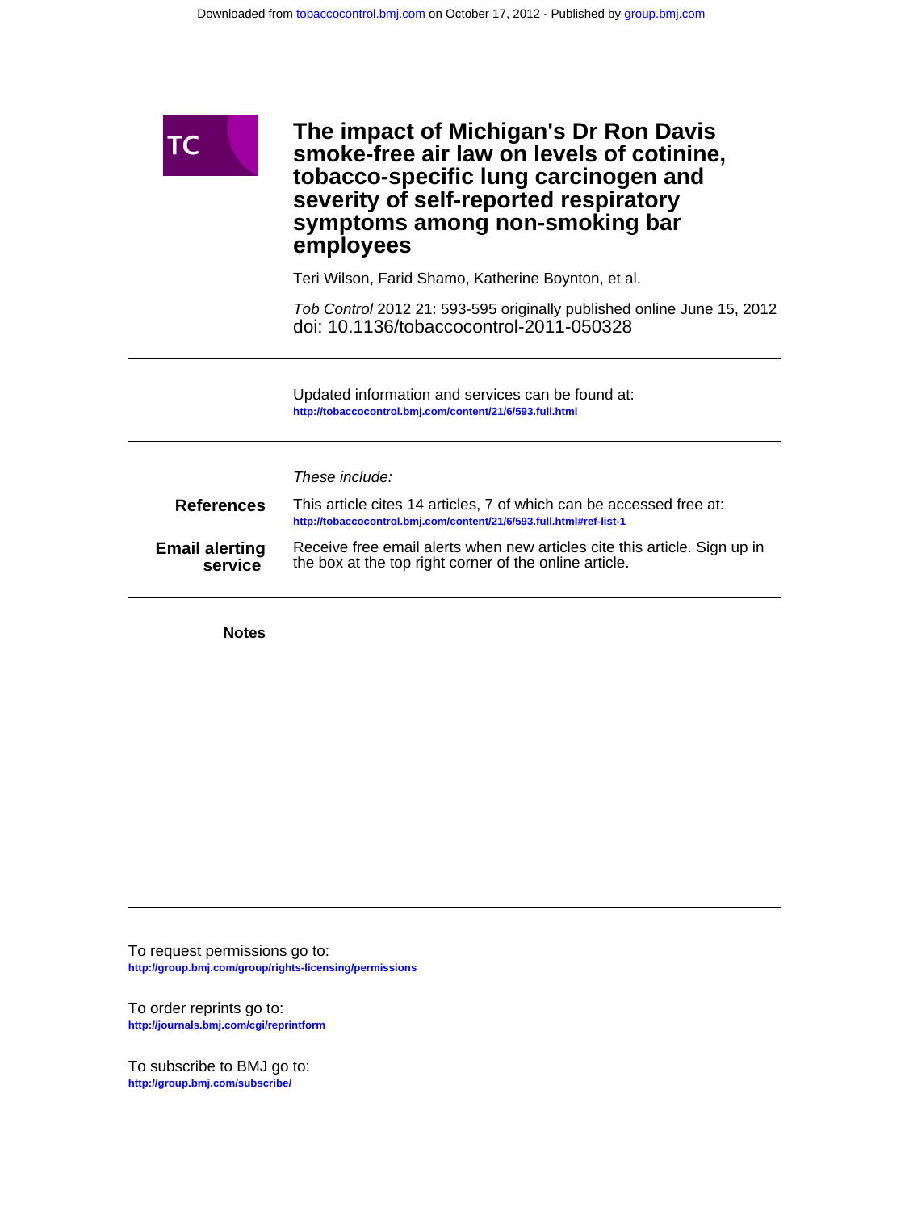Downloaded from tobaccocontrol.bmj.com on October 17, 2012 - Published by group.bmj.com

TC

# The impact of Michigan's Dr Ron Davis smoke-free air law on levels of cotinine, tobacco-specific lung carcinogen and severity of self-reported respiratory symptoms among non-smoking bar employees

Teri Wilson, Farid Shamo, Katherine Boynton, et al.

*Tob Control* 2012 21: 593-595 originally published online June 15, 2012
doi: 10.1136/tobaccocontrol-2011-050328

---

Updated information and services can be found at:
http://tobaccocontrol.bmj.com/content/21/6/593.full.html

---

*These include:*

**References**
This article cites 14 articles, 7 of which can be accessed free at:
http://tobaccocontrol.bmj.com/content/21/6/593.full.html#ref-list-1

**Email alerting service**
Receive free email alerts when new articles cite this article. Sign up in the box at the top right corner of the online article.

---

**Notes**

---

To request permissions go to:
http://group.bmj.com/group/rights-licensing/permissions

To order reprints go to:
http://journals.bmj.com/cgi/reprintform

To subscribe to BMJ go to:
http://group.bmj.com/subscribe/